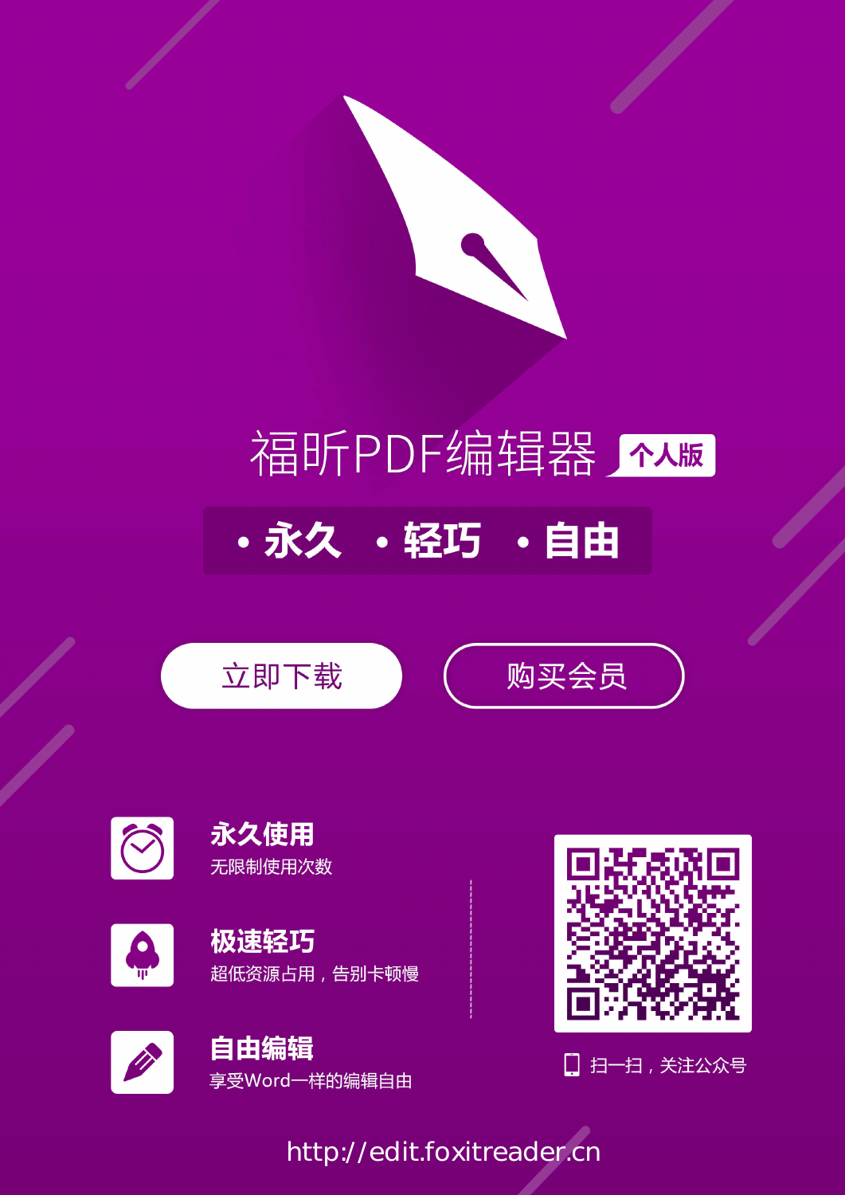# 福昕PDF编辑器 个人版

**• 永久 • 轻巧 • 自由**

立即下载　　购买会员

**永久使用**
无限制使用次数

**极速轻巧**
超低资源占用，告别卡顿慢

**自由编辑**
享受Word一样的编辑自由

扫一扫，关注公众号

http://edit.foxitreader.cn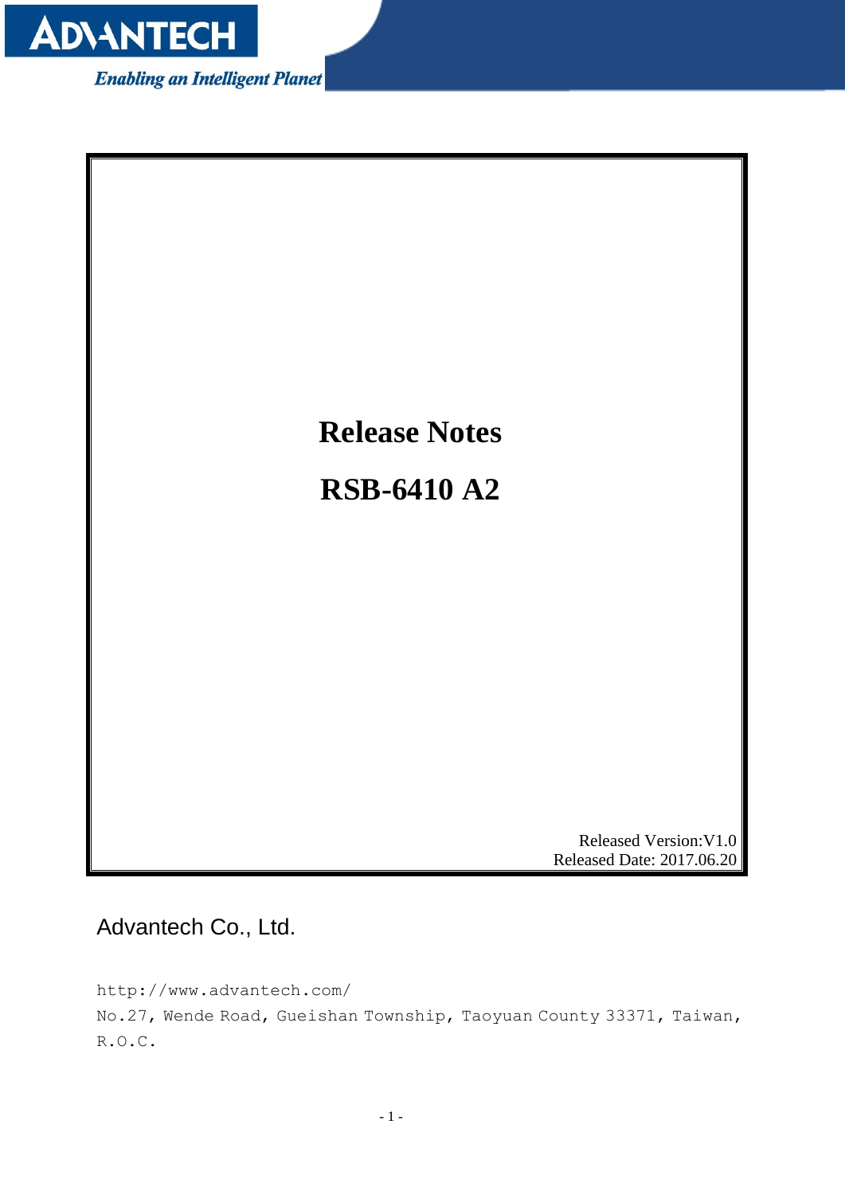# Release Notes

# RSB-6410 A2

Released Version:V1.0
Released Date: 2017.06.20

Advantech Co., Ltd.

http://www.advantech.com/
No.27, Wende Road, Gueishan Township, Taoyuan County 33371, Taiwan, R.O.C.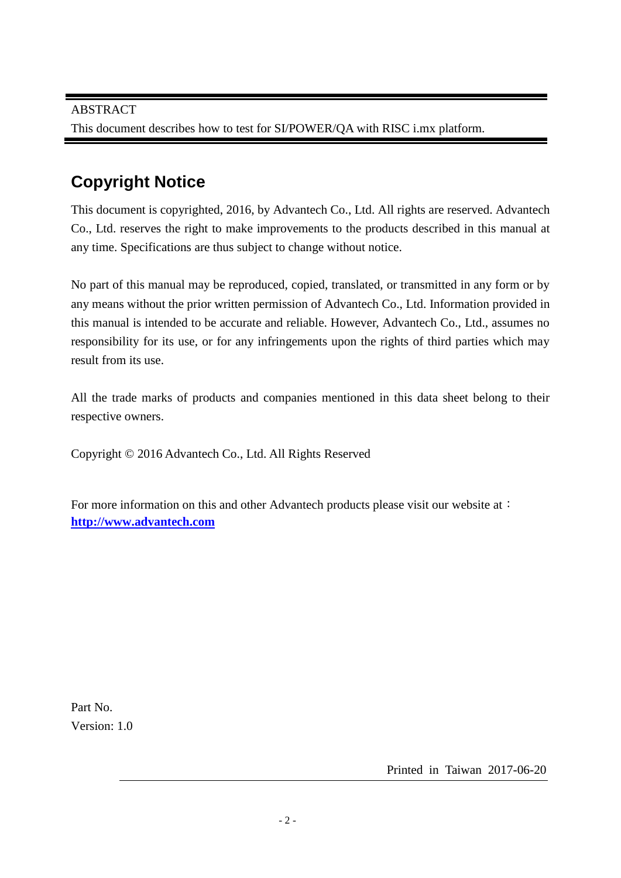ABSTRACT

This document describes how to test for SI/POWER/QA with RISC i.mx platform.

## Copyright Notice

This document is copyrighted, 2016, by Advantech Co., Ltd. All rights are reserved. Advantech Co., Ltd. reserves the right to make improvements to the products described in this manual at any time. Specifications are thus subject to change without notice.

No part of this manual may be reproduced, copied, translated, or transmitted in any form or by any means without the prior written permission of Advantech Co., Ltd. Information provided in this manual is intended to be accurate and reliable. However, Advantech Co., Ltd., assumes no responsibility for its use, or for any infringements upon the rights of third parties which may result from its use.

All the trade marks of products and companies mentioned in this data sheet belong to their respective owners.

Copyright © 2016 Advantech Co., Ltd. All Rights Reserved

For more information on this and other Advantech products please visit our website at：
**http://www.advantech.com**

Part No.
Version: 1.0

Printed in Taiwan 2017-06-20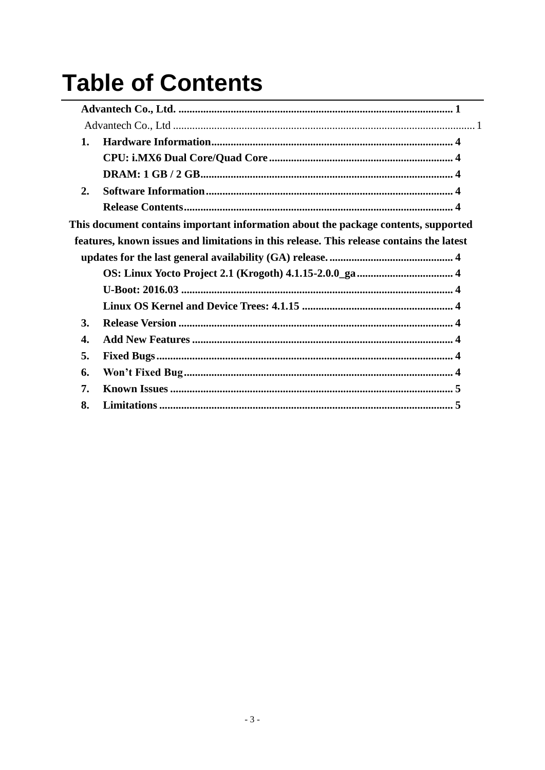# Table of Contents

**Advantech Co., Ltd.** .................................................. **1**

Advantech Co., Ltd .................................................. 1

**1. Hardware Information** .................................................. **4**

**CPU: i.MX6 Dual Core/Quad Core** .................................................. **4**

**DRAM: 1 GB / 2 GB** .................................................. **4**

**2. Software Information** .................................................. **4**

**Release Contents** .................................................. **4**

**This document contains important information about the package contents, supported features, known issues and limitations in this release. This release contains the latest updates for the last general availability (GA) release.** .................................................. **4**

**OS: Linux Yocto Project 2.1 (Krogoth) 4.1.15-2.0.0_ga** .................................................. **4**

**U-Boot: 2016.03** .................................................. **4**

**Linux OS Kernel and Device Trees: 4.1.15** .................................................. **4**

**3. Release Version** .................................................. **4**

**4. Add New Features** .................................................. **4**

**5. Fixed Bugs** .................................................. **4**

**6. Won't Fixed Bug** .................................................. **4**

**7. Known Issues** .................................................. **5**

**8. Limitations** .................................................. **5**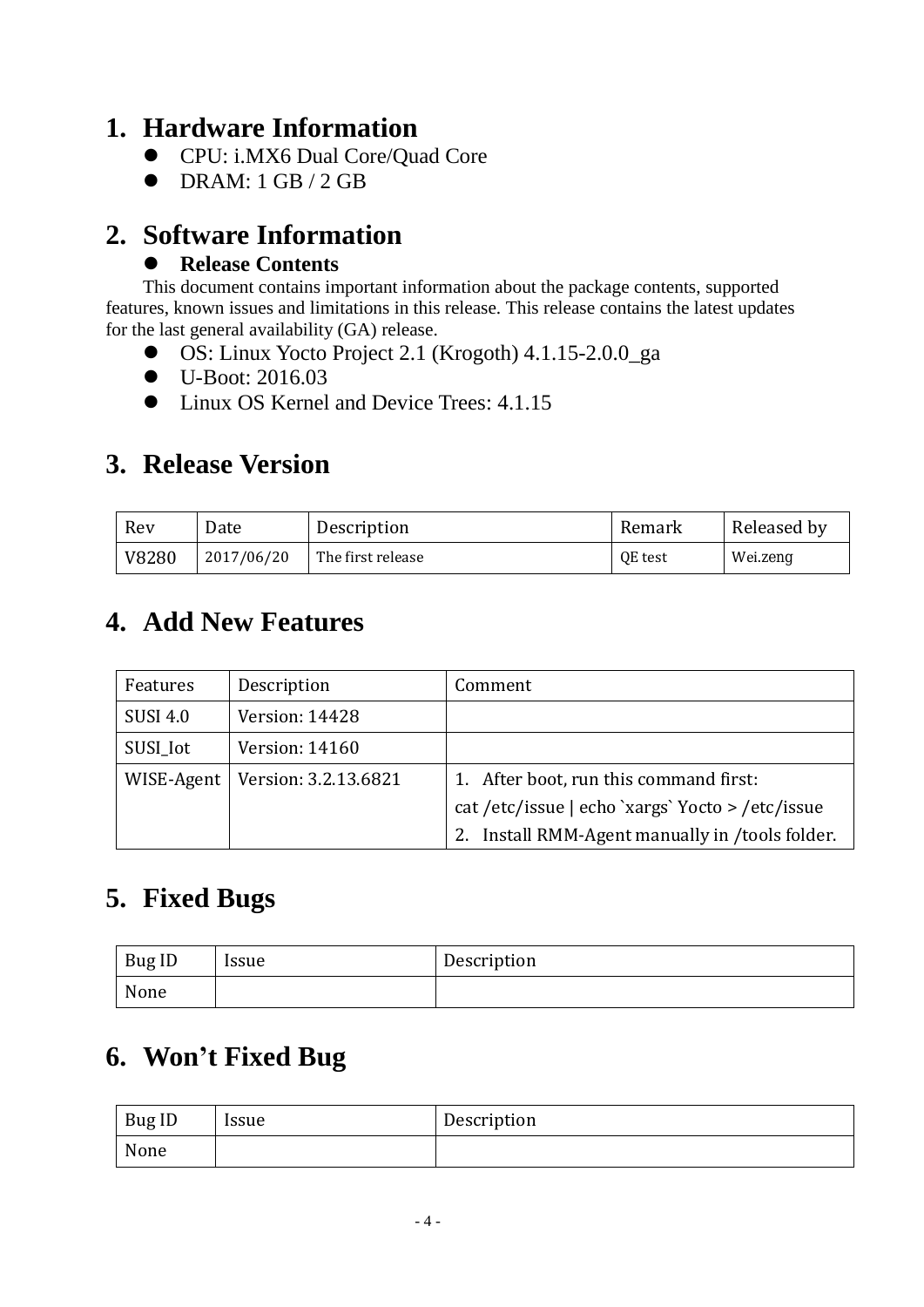## 1. Hardware Information

- CPU: i.MX6 Dual Core/Quad Core
- DRAM: 1 GB / 2 GB

## 2. Software Information

- **Release Contents**

This document contains important information about the package contents, supported features, known issues and limitations in this release. This release contains the latest updates for the last general availability (GA) release.

- OS: Linux Yocto Project 2.1 (Krogoth) 4.1.15-2.0.0_ga
- U-Boot: 2016.03
- Linux OS Kernel and Device Trees: 4.1.15

## 3. Release Version

| Rev | Date | Description | Remark | Released by |
|---|---|---|---|---|
| V8280 | 2017/06/20 | The first release | QE test | Wei.zeng |

## 4. Add New Features

| Features | Description | Comment |
|---|---|---|
| SUSI 4.0 | Version: 14428 | |
| SUSI_Iot | Version: 14160 | |
| WISE-Agent | Version: 3.2.13.6821 | 1. After boot, run this command first: cat /etc/issue \| echo `xargs` Yocto > /etc/issue<br>2. Install RMM-Agent manually in /tools folder. |

## 5. Fixed Bugs

| Bug ID | Issue | Description |
|---|---|---|
| None | | |

## 6. Won't Fixed Bug

| Bug ID | Issue | Description |
|---|---|---|
| None | | |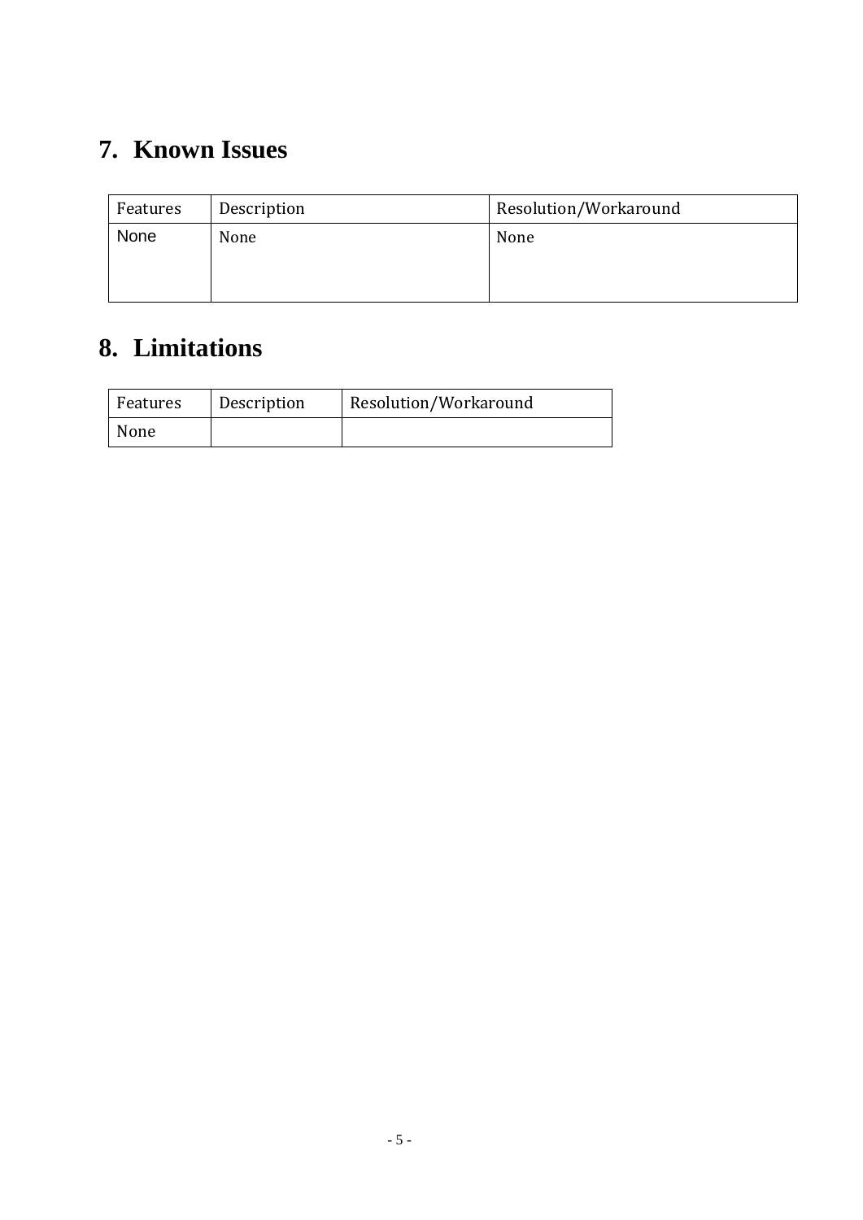## 7. Known Issues

| Features | Description | Resolution/Workaround |
| --- | --- | --- |
| None | None | None |

## 8. Limitations

| Features | Description | Resolution/Workaround |
| --- | --- | --- |
| None | | |